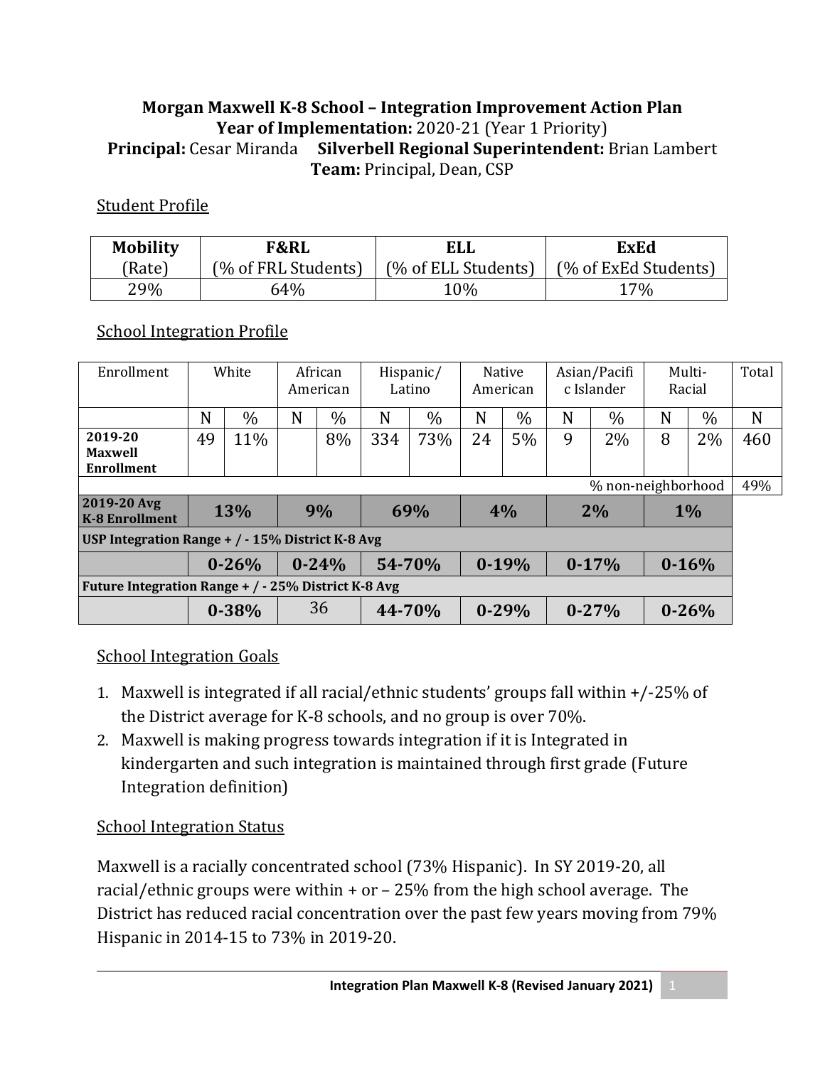# Morgan Maxwell K-8 School – Integration Improvement Action Plan

**Year of Implementation:** 2020-21 (Year 1 Priority)

**Principal:** Cesar Miranda **Silverbell Regional Superintendent:** Brian Lambert

**Team:** Principal, Dean, CSP

## Student Profile

| Mobility (Rate) | F&RL (% of FRL Students) | ELL (% of ELL Students) | ExEd (% of ExEd Students) |
|---|---|---|---|
| 29% | 64% | 10% | 17% |

## School Integration Profile

| Enrollment | White | | African American | | Hispanic/ Latino | | Native American | | Asian/Pacific Islander | | Multi-Racial | | Total |
|---|---|---|---|---|---|---|---|---|---|---|---|---|---|
| | N | % | N | % | N | % | N | % | N | % | N | % | N |
| **2019-20 Maxwell Enrollment** | 49 | 11% | | 8% | 334 | 73% | 24 | 5% | 9 | 2% | 8 | 2% | 460 |
| | | | | | | | | | | | % non-neighborhood | | 49% |
| **2019-20 Avg K-8 Enrollment** | **13%** | | **9%** | | **69%** | | **4%** | | **2%** | | **1%** | | |
| **USP Integration Range + / - 15% District K-8 Avg** | | | | | | | | | | | | | |
| | **0-26%** | | **0-24%** | | **54-70%** | | **0-19%** | | **0-17%** | | **0-16%** | | |
| **Future Integration Range + / - 25% District K-8 Avg** | | | | | | | | | | | | | |
| | **0-38%** | | 36 | | **44-70%** | | **0-29%** | | **0-27%** | | **0-26%** | | |

## School Integration Goals

1. Maxwell is integrated if all racial/ethnic students' groups fall within +/-25% of the District average for K-8 schools, and no group is over 70%.
2. Maxwell is making progress towards integration if it is Integrated in kindergarten and such integration is maintained through first grade (Future Integration definition)

## School Integration Status

Maxwell is a racially concentrated school (73% Hispanic). In SY 2019-20, all racial/ethnic groups were within + or – 25% from the high school average. The District has reduced racial concentration over the past few years moving from 79% Hispanic in 2014-15 to 73% in 2019-20.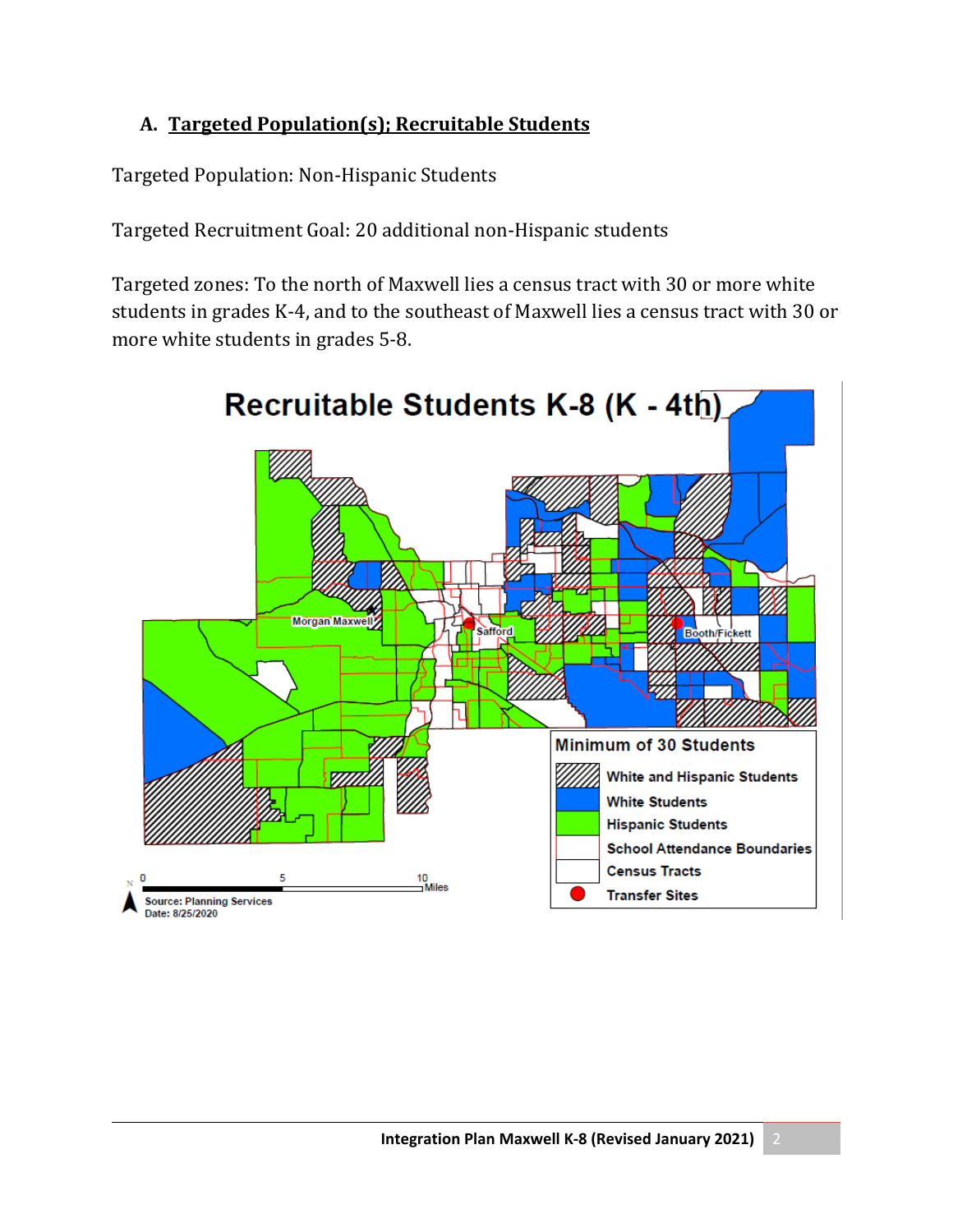## A. Targeted Population(s); Recruitable Students

Targeted Population: Non-Hispanic Students

Targeted Recruitment Goal: 20 additional non-Hispanic students

Targeted zones: To the north of Maxwell lies a census tract with 30 or more white students in grades K-4, and to the southeast of Maxwell lies a census tract with 30 or more white students in grades 5-8.

**Recruitable Students K-8 (K - 4th)**

Minimum of 30 Students

- White and Hispanic Students
- White Students
- Hispanic Students
- School Attendance Boundaries
- Census Tracts
- Transfer Sites

Morgan Maxwell | Safford | Booth/Fickett

0 | 5 | 10 Miles

Source: Planning Services
Date: 8/25/2020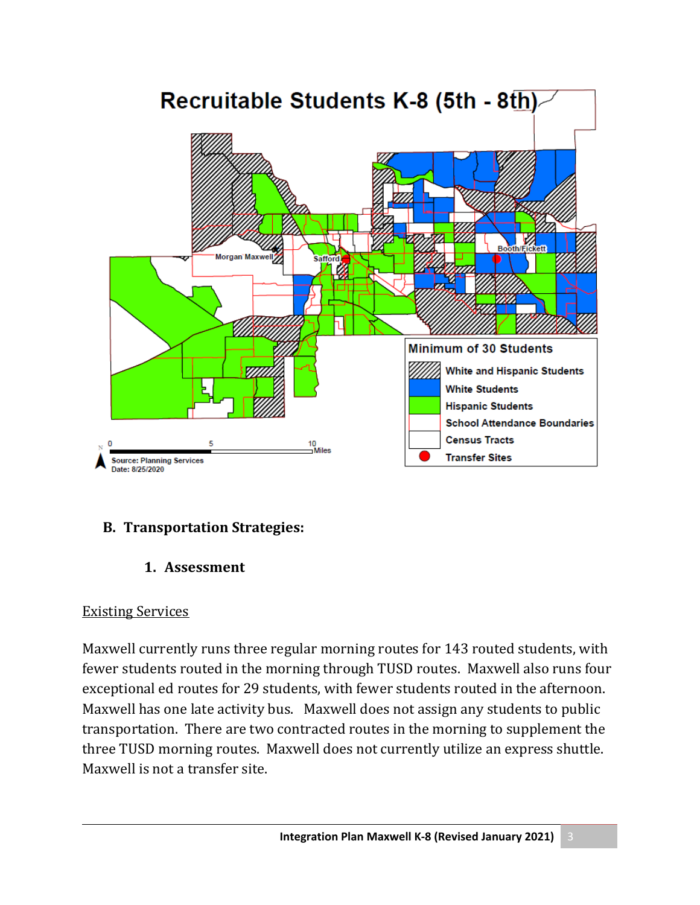Recruitable Students K-8 (5th - 8th)

Minimum of 30 Students

- White and Hispanic Students
- White Students
- Hispanic Students
- School Attendance Boundaries
- Census Tracts
- Transfer Sites

Source: Planning Services
Date: 8/25/2020

## B. Transportation Strategies:

### 1. Assessment

<u>Existing Services</u>

Maxwell currently runs three regular morning routes for 143 routed students, with fewer students routed in the morning through TUSD routes. Maxwell also runs four exceptional ed routes for 29 students, with fewer students routed in the afternoon. Maxwell has one late activity bus. Maxwell does not assign any students to public transportation. There are two contracted routes in the morning to supplement the three TUSD morning routes. Maxwell does not currently utilize an express shuttle. Maxwell is not a transfer site.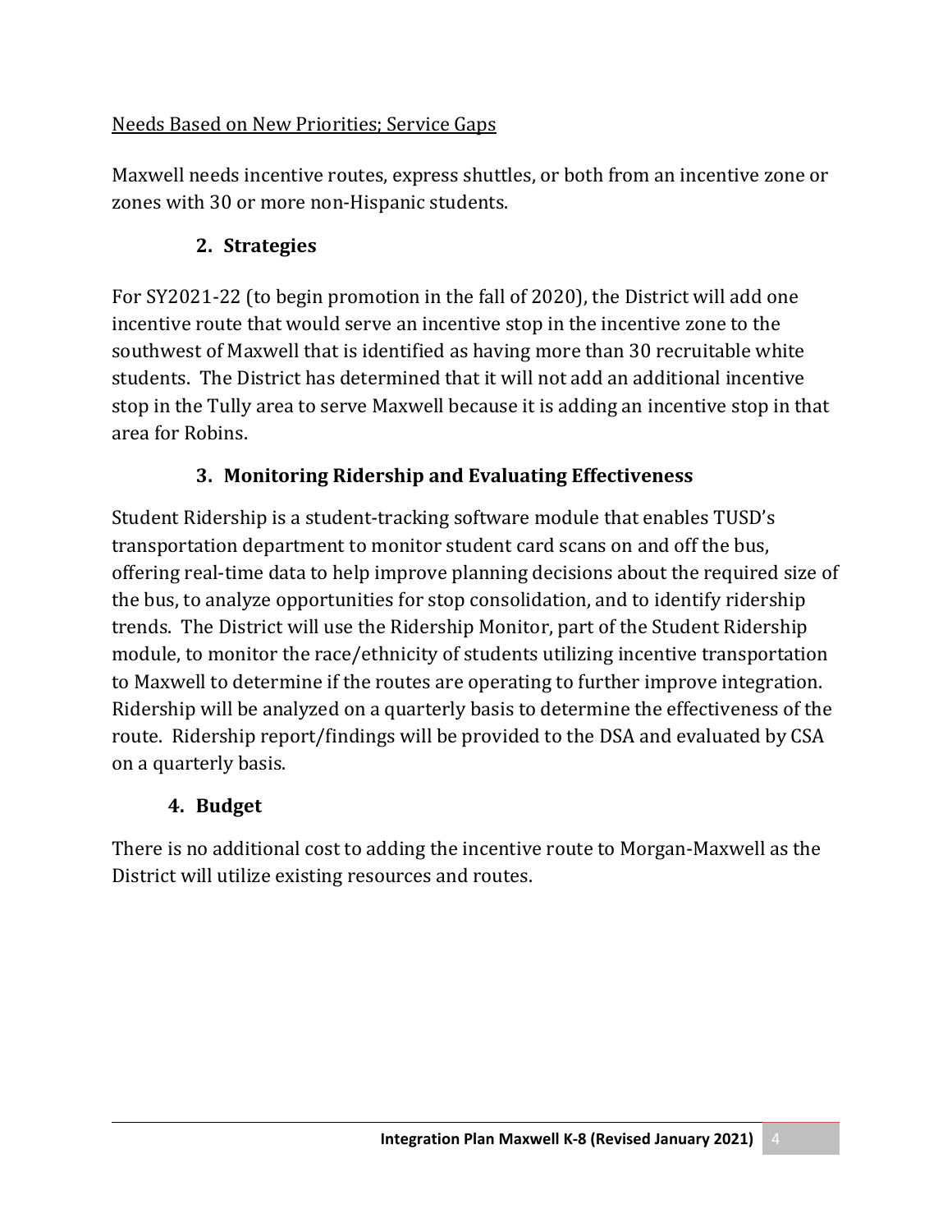Needs Based on New Priorities; Service Gaps

Maxwell needs incentive routes, express shuttles, or both from an incentive zone or zones with 30 or more non-Hispanic students.

## 2. Strategies

For SY2021-22 (to begin promotion in the fall of 2020), the District will add one incentive route that would serve an incentive stop in the incentive zone to the southwest of Maxwell that is identified as having more than 30 recruitable white students. The District has determined that it will not add an additional incentive stop in the Tully area to serve Maxwell because it is adding an incentive stop in that area for Robins.

## 3. Monitoring Ridership and Evaluating Effectiveness

Student Ridership is a student-tracking software module that enables TUSD's transportation department to monitor student card scans on and off the bus, offering real-time data to help improve planning decisions about the required size of the bus, to analyze opportunities for stop consolidation, and to identify ridership trends. The District will use the Ridership Monitor, part of the Student Ridership module, to monitor the race/ethnicity of students utilizing incentive transportation to Maxwell to determine if the routes are operating to further improve integration. Ridership will be analyzed on a quarterly basis to determine the effectiveness of the route. Ridership report/findings will be provided to the DSA and evaluated by CSA on a quarterly basis.

## 4. Budget

There is no additional cost to adding the incentive route to Morgan-Maxwell as the District will utilize existing resources and routes.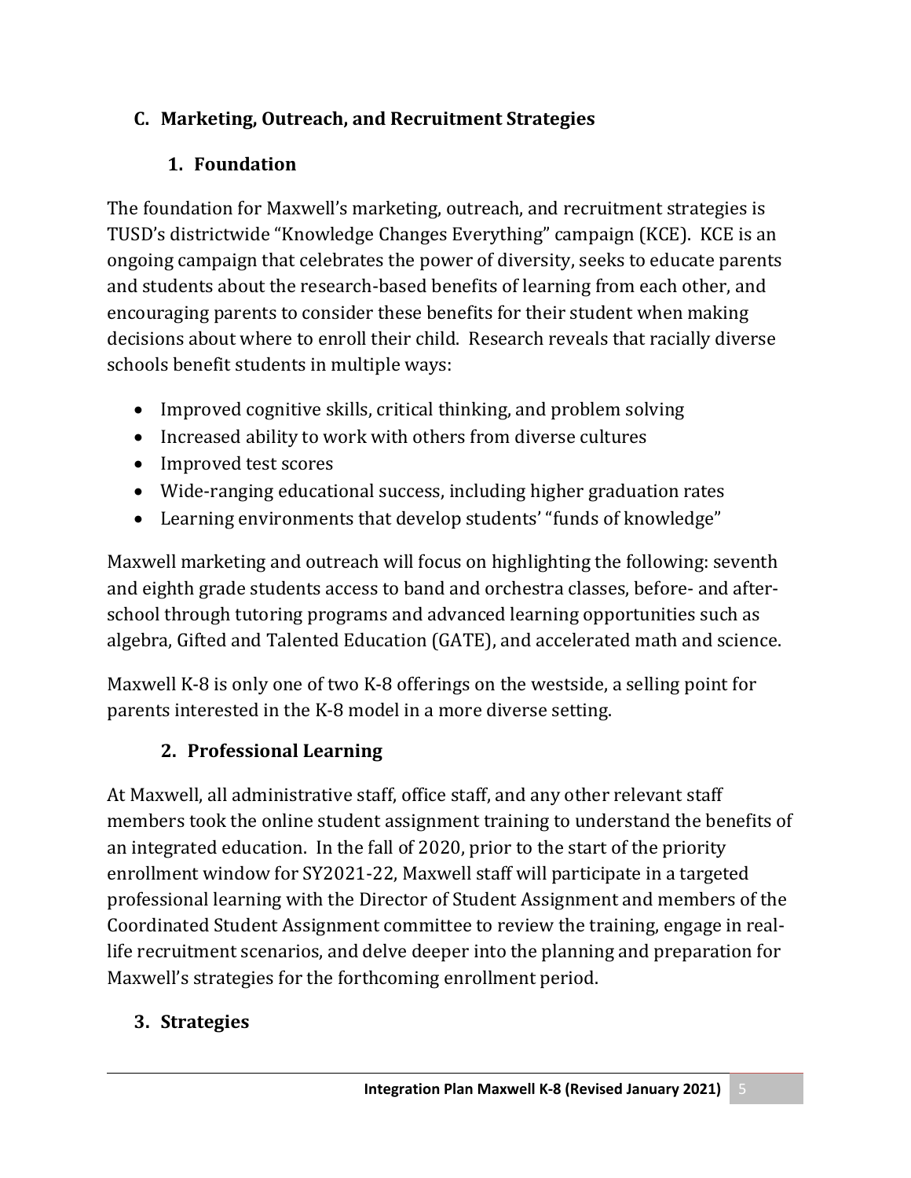## C. Marketing, Outreach, and Recruitment Strategies

### 1. Foundation

The foundation for Maxwell's marketing, outreach, and recruitment strategies is TUSD's districtwide "Knowledge Changes Everything" campaign (KCE). KCE is an ongoing campaign that celebrates the power of diversity, seeks to educate parents and students about the research-based benefits of learning from each other, and encouraging parents to consider these benefits for their student when making decisions about where to enroll their child. Research reveals that racially diverse schools benefit students in multiple ways:

- Improved cognitive skills, critical thinking, and problem solving
- Increased ability to work with others from diverse cultures
- Improved test scores
- Wide-ranging educational success, including higher graduation rates
- Learning environments that develop students' "funds of knowledge"

Maxwell marketing and outreach will focus on highlighting the following: seventh and eighth grade students access to band and orchestra classes, before- and after-school through tutoring programs and advanced learning opportunities such as algebra, Gifted and Talented Education (GATE), and accelerated math and science.

Maxwell K-8 is only one of two K-8 offerings on the westside, a selling point for parents interested in the K-8 model in a more diverse setting.

### 2. Professional Learning

At Maxwell, all administrative staff, office staff, and any other relevant staff members took the online student assignment training to understand the benefits of an integrated education. In the fall of 2020, prior to the start of the priority enrollment window for SY2021-22, Maxwell staff will participate in a targeted professional learning with the Director of Student Assignment and members of the Coordinated Student Assignment committee to review the training, engage in real-life recruitment scenarios, and delve deeper into the planning and preparation for Maxwell's strategies for the forthcoming enrollment period.

### 3. Strategies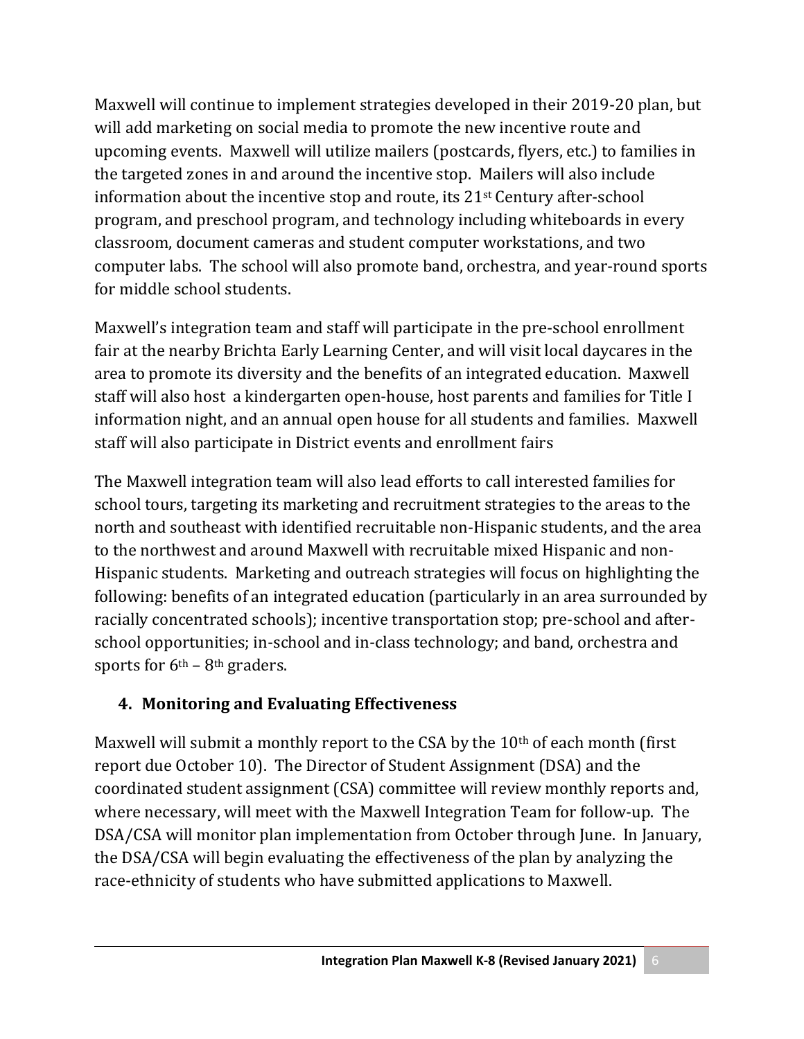Maxwell will continue to implement strategies developed in their 2019-20 plan, but will add marketing on social media to promote the new incentive route and upcoming events. Maxwell will utilize mailers (postcards, flyers, etc.) to families in the targeted zones in and around the incentive stop. Mailers will also include information about the incentive stop and route, its 21st Century after-school program, and preschool program, and technology including whiteboards in every classroom, document cameras and student computer workstations, and two computer labs. The school will also promote band, orchestra, and year-round sports for middle school students.

Maxwell's integration team and staff will participate in the pre-school enrollment fair at the nearby Brichta Early Learning Center, and will visit local daycares in the area to promote its diversity and the benefits of an integrated education. Maxwell staff will also host a kindergarten open-house, host parents and families for Title I information night, and an annual open house for all students and families. Maxwell staff will also participate in District events and enrollment fairs

The Maxwell integration team will also lead efforts to call interested families for school tours, targeting its marketing and recruitment strategies to the areas to the north and southeast with identified recruitable non-Hispanic students, and the area to the northwest and around Maxwell with recruitable mixed Hispanic and non-Hispanic students. Marketing and outreach strategies will focus on highlighting the following: benefits of an integrated education (particularly in an area surrounded by racially concentrated schools); incentive transportation stop; pre-school and after-school opportunities; in-school and in-class technology; and band, orchestra and sports for 6th – 8th graders.

## 4. Monitoring and Evaluating Effectiveness

Maxwell will submit a monthly report to the CSA by the 10th of each month (first report due October 10). The Director of Student Assignment (DSA) and the coordinated student assignment (CSA) committee will review monthly reports and, where necessary, will meet with the Maxwell Integration Team for follow-up. The DSA/CSA will monitor plan implementation from October through June. In January, the DSA/CSA will begin evaluating the effectiveness of the plan by analyzing the race-ethnicity of students who have submitted applications to Maxwell.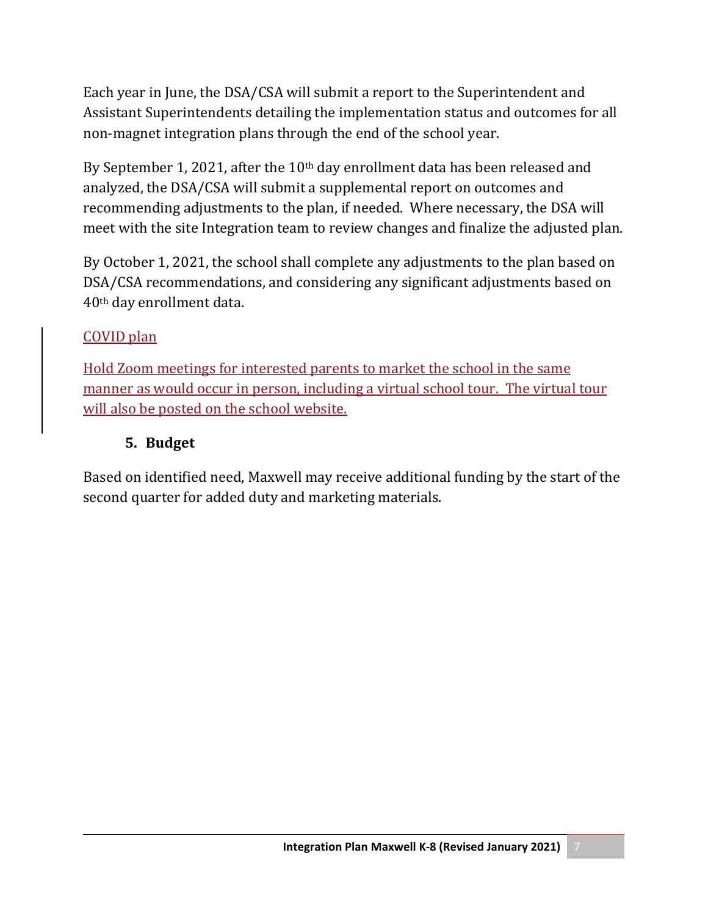Each year in June, the DSA/CSA will submit a report to the Superintendent and Assistant Superintendents detailing the implementation status and outcomes for all non-magnet integration plans through the end of the school year.

By September 1, 2021, after the 10th day enrollment data has been released and analyzed, the DSA/CSA will submit a supplemental report on outcomes and recommending adjustments to the plan, if needed. Where necessary, the DSA will meet with the site Integration team to review changes and finalize the adjusted plan.

By October 1, 2021, the school shall complete any adjustments to the plan based on DSA/CSA recommendations, and considering any significant adjustments based on 40th day enrollment data.

COVID plan

Hold Zoom meetings for interested parents to market the school in the same manner as would occur in person, including a virtual school tour. The virtual tour will also be posted on the school website.

## 5. Budget

Based on identified need, Maxwell may receive additional funding by the start of the second quarter for added duty and marketing materials.